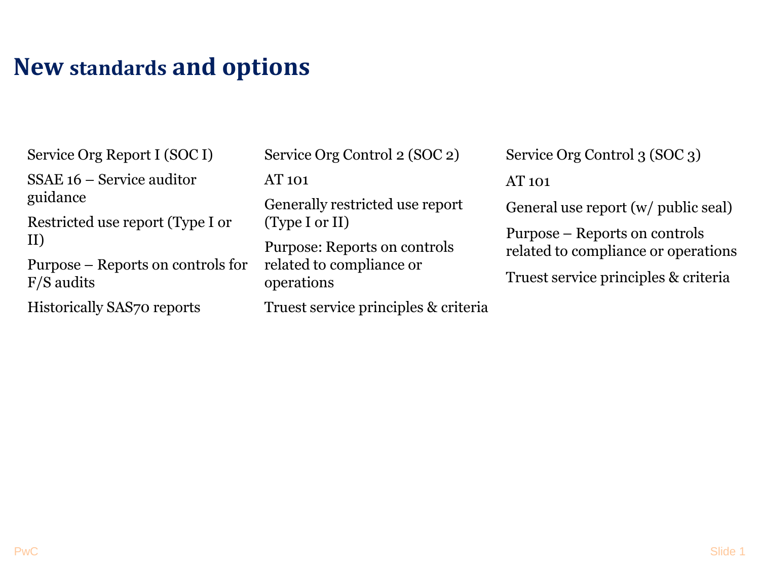# New standards and options

Service Org Report I (SOC I)

SSAE 16 – Service auditor guidance

Restricted use report (Type I or II)

Purpose – Reports on controls for F/S audits

Historically SAS70 reports

Service Org Control 2 (SOC 2)

AT 101

Generally restricted use report (Type I or II)

Purpose: Reports on controls related to compliance or operations

Truest service principles & criteria

Service Org Control 3 (SOC 3)

AT 101

General use report (w/ public seal)

Purpose – Reports on controls related to compliance or operations

Truest service principles & criteria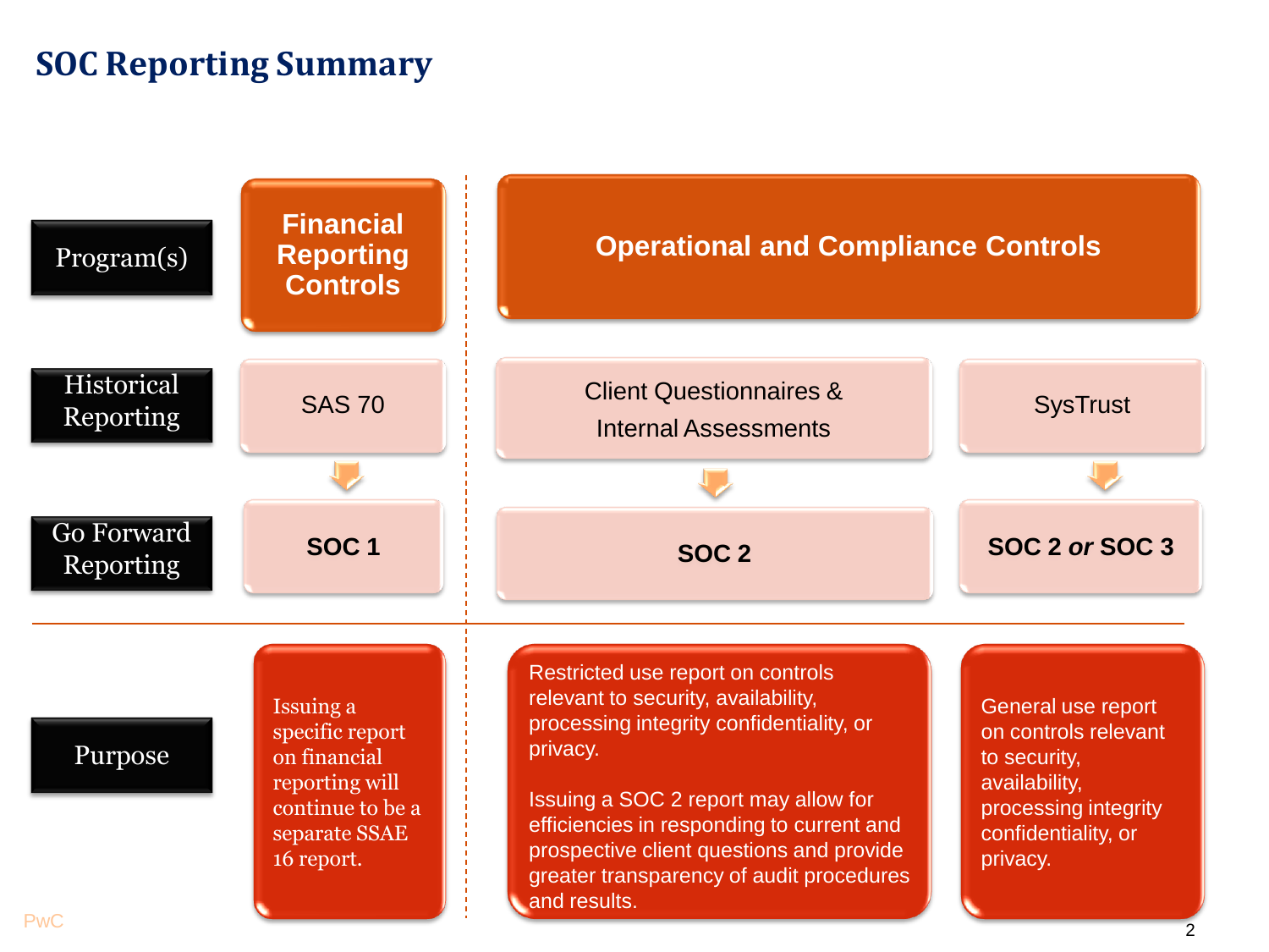# SOC Reporting Summary

| | | | |
|---|---|---|---|
| **Program(s)** | **Financial Reporting Controls** | **Operational and Compliance Controls** | |
| **Historical Reporting** | SAS 70 | Client Questionnaires & Internal Assessments | SysTrust |
| **Go Forward Reporting** | **SOC 1** | **SOC 2** | **SOC 2 *or* SOC 3** |
| **Purpose** | Issuing a specific report on financial reporting will continue to be a separate SSAE 16 report. | Restricted use report on controls relevant to security, availability, processing integrity confidentiality, or privacy.<br><br>Issuing a SOC 2 report may allow for efficiencies in responding to current and prospective client questions and provide greater transparency of audit procedures and results. | General use report on controls relevant to security, availability, processing integrity confidentiality, or privacy. |

PwC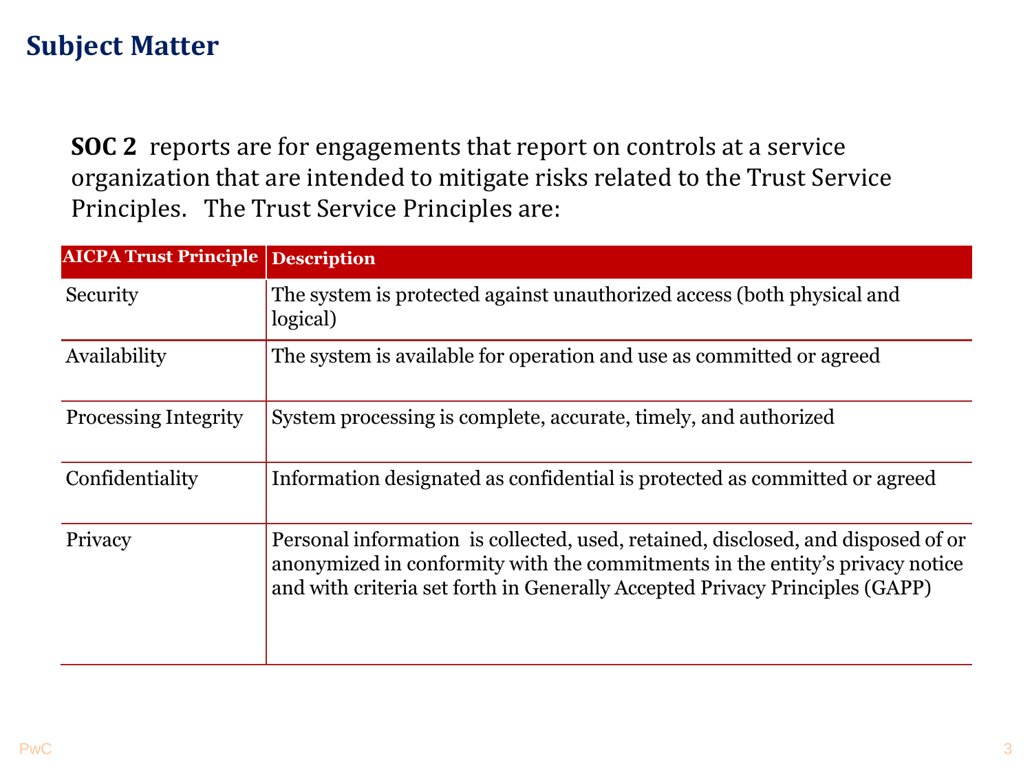# Subject Matter

**SOC 2** reports are for engagements that report on controls at a service organization that are intended to mitigate risks related to the Trust Service Principles. The Trust Service Principles are:

| AICPA Trust Principle | Description |
| --- | --- |
| Security | The system is protected against unauthorized access (both physical and logical) |
| Availability | The system is available for operation and use as committed or agreed |
| Processing Integrity | System processing is complete, accurate, timely, and authorized |
| Confidentiality | Information designated as confidential is protected as committed or agreed |
| Privacy | Personal information is collected, used, retained, disclosed, and disposed of or anonymized in conformity with the commitments in the entity's privacy notice and with criteria set forth in Generally Accepted Privacy Principles (GAPP) |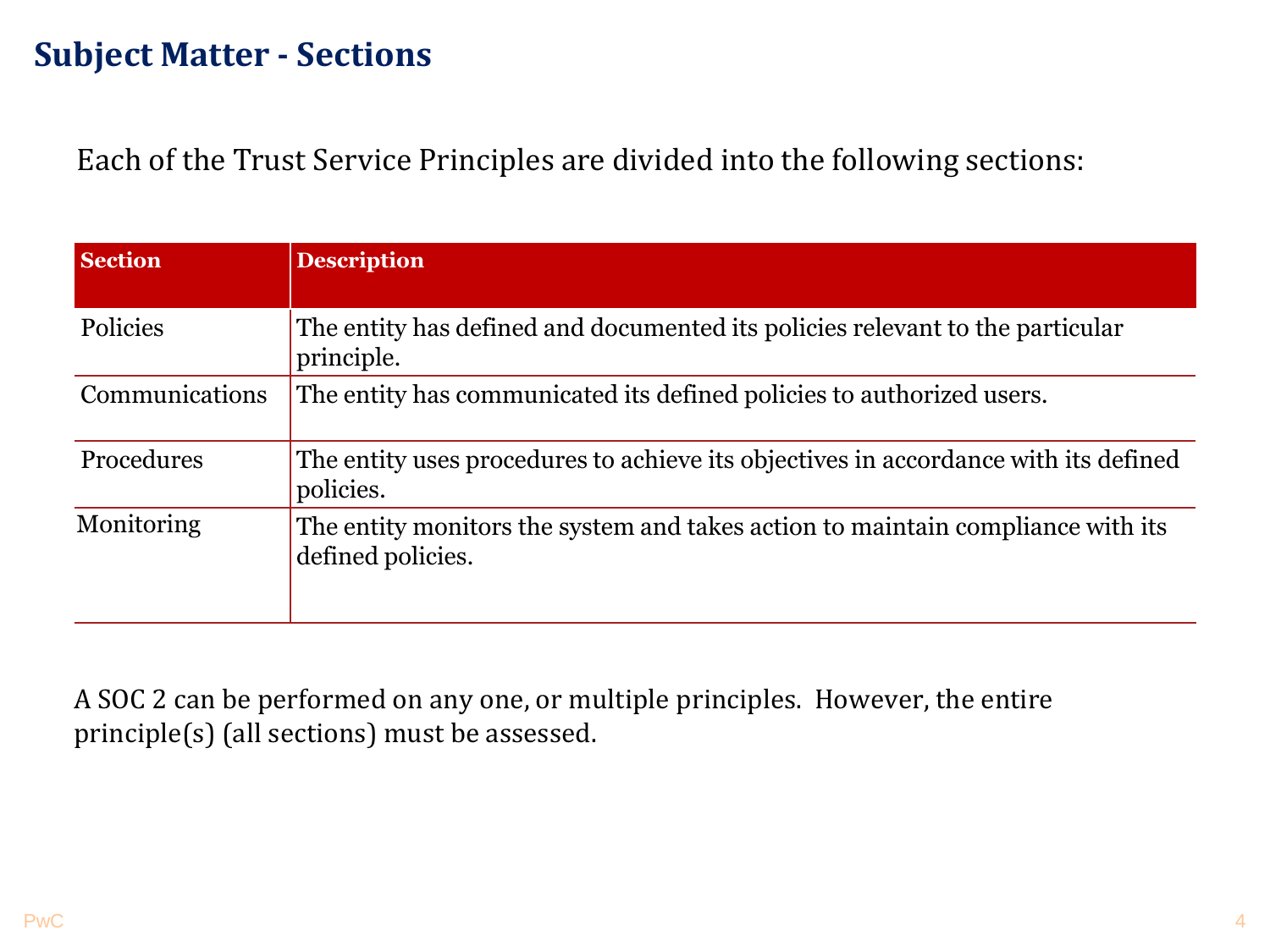# Subject Matter - Sections

Each of the Trust Service Principles are divided into the following sections:

| Section | Description |
|---|---|
| Policies | The entity has defined and documented its policies relevant to the particular principle. |
| Communications | The entity has communicated its defined policies to authorized users. |
| Procedures | The entity uses procedures to achieve its objectives in accordance with its defined policies. |
| Monitoring | The entity monitors the system and takes action to maintain compliance with its defined policies. |

A SOC 2 can be performed on any one, or multiple principles. However, the entire principle(s) (all sections) must be assessed.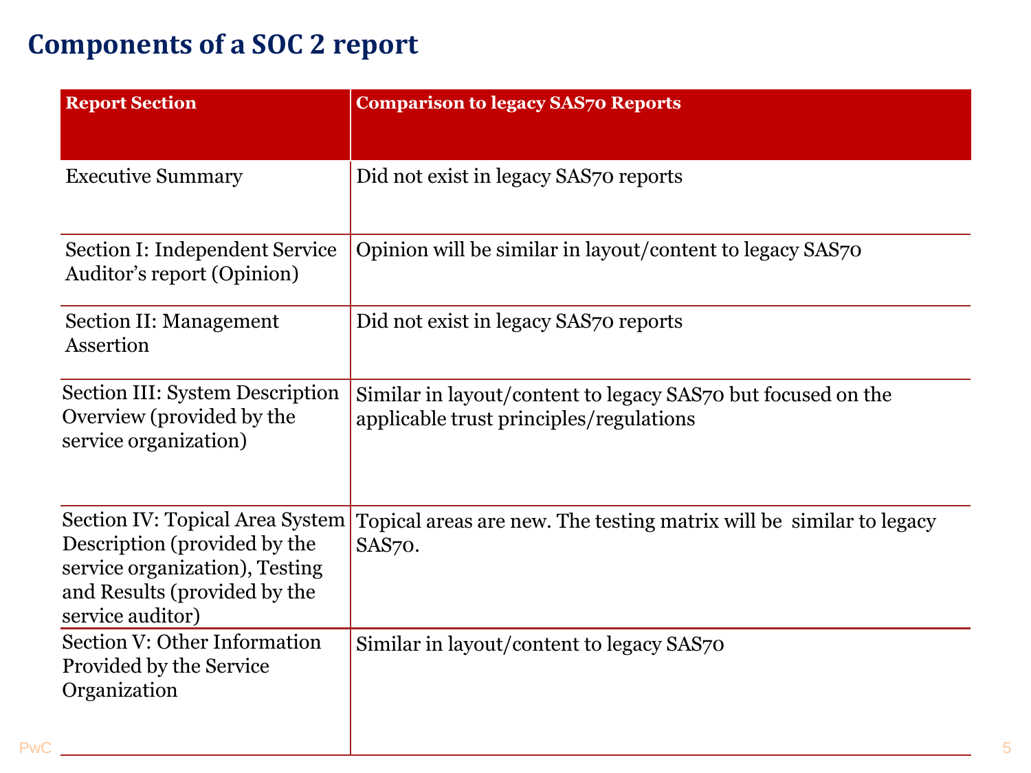# Components of a SOC 2 report

| Report Section | Comparison to legacy SAS70 Reports |
|---|---|
| Executive Summary | Did not exist in legacy SAS70 reports |
| Section I: Independent Service Auditor's report (Opinion) | Opinion will be similar in layout/content to legacy SAS70 |
| Section II: Management Assertion | Did not exist in legacy SAS70 reports |
| Section III: System Description Overview (provided by the service organization) | Similar in layout/content to legacy SAS70 but focused on the applicable trust principles/regulations |
| Section IV: Topical Area System Description (provided by the service organization), Testing and Results (provided by the service auditor) | Topical areas are new. The testing matrix will be similar to legacy SAS70. |
| Section V: Other Information Provided by the Service Organization | Similar in layout/content to legacy SAS70 |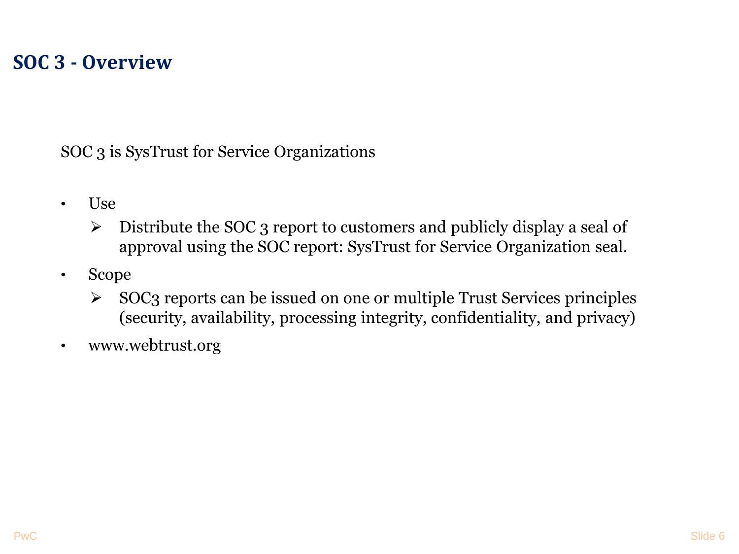## SOC 3 - Overview

SOC 3 is SysTrust for Service Organizations

- Use
  - Distribute the SOC 3 report to customers and publicly display a seal of approval using the SOC report: SysTrust for Service Organization seal.
- Scope
  - SOC3 reports can be issued on one or multiple Trust Services principles (security, availability, processing integrity, confidentiality, and privacy)
- www.webtrust.org